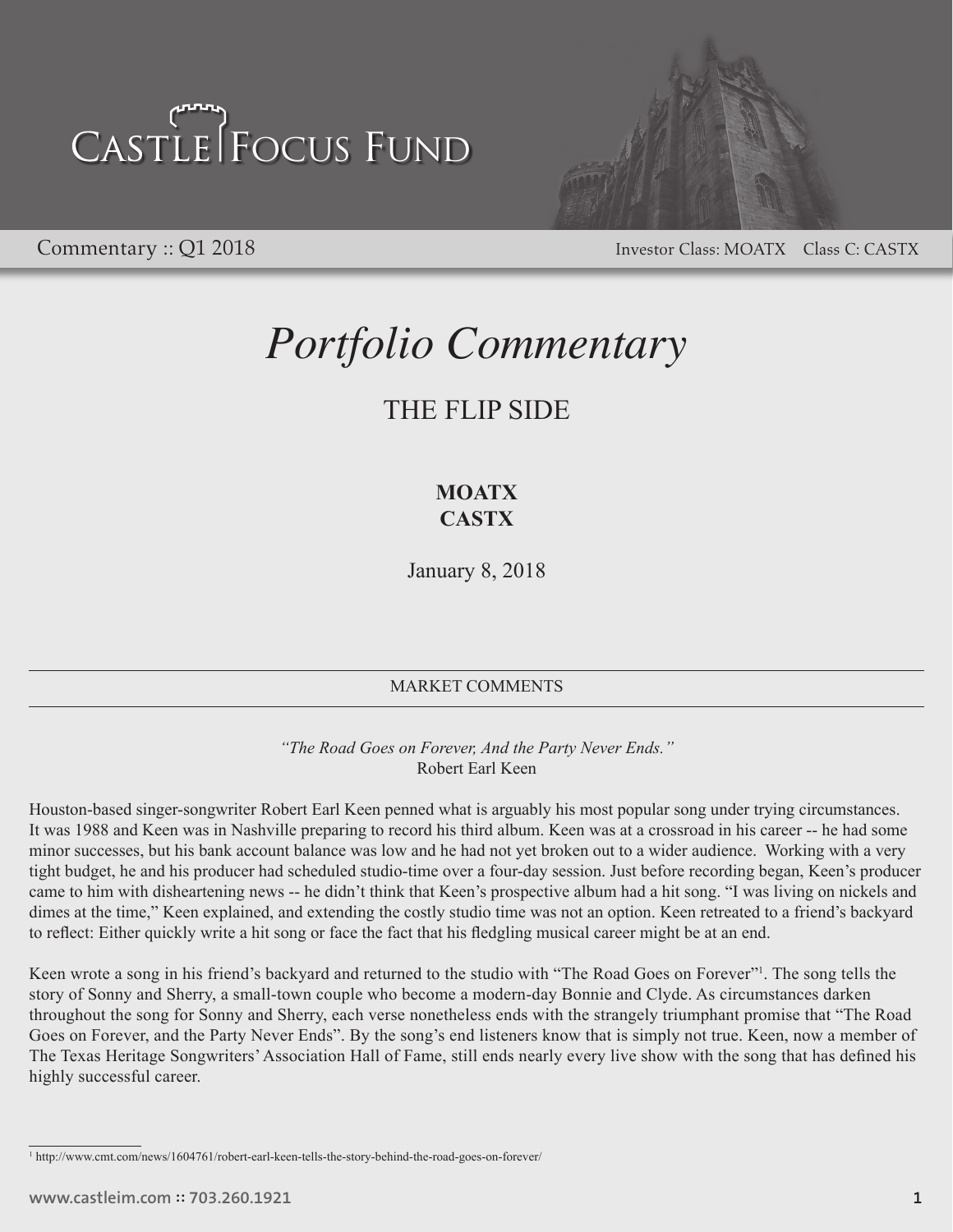# CASTLE FOCUS FUND

Commentary :: Q1 2018

Investor Class: MOATX Class C: CASTX

# *Portfolio Commentary*

## THE FLIP SIDE

**MOATX**
**CASTX**

January 8, 2018

### MARKET COMMENTS

*"The Road Goes on Forever, And the Party Never Ends."*
Robert Earl Keen

Houston-based singer-songwriter Robert Earl Keen penned what is arguably his most popular song under trying circumstances. It was 1988 and Keen was in Nashville preparing to record his third album. Keen was at a crossroad in his career -- he had some minor successes, but his bank account balance was low and he had not yet broken out to a wider audience. Working with a very tight budget, he and his producer had scheduled studio-time over a four-day session. Just before recording began, Keen's producer came to him with disheartening news -- he didn't think that Keen's prospective album had a hit song. "I was living on nickels and dimes at the time," Keen explained, and extending the costly studio time was not an option. Keen retreated to a friend's backyard to reflect: Either quickly write a hit song or face the fact that his fledgling musical career might be at an end.

Keen wrote a song in his friend's backyard and returned to the studio with "The Road Goes on Forever"[1]. The song tells the story of Sonny and Sherry, a small-town couple who become a modern-day Bonnie and Clyde. As circumstances darken throughout the song for Sonny and Sherry, each verse nonetheless ends with the strangely triumphant promise that "The Road Goes on Forever, and the Party Never Ends". By the song's end listeners know that is simply not true. Keen, now a member of The Texas Heritage Songwriters' Association Hall of Fame, still ends nearly every live show with the song that has defined his highly successful career.

[1] http://www.cmt.com/news/1604761/robert-earl-keen-tells-the-story-behind-the-road-goes-on-forever/

www.castleim.com :: 703.260.1921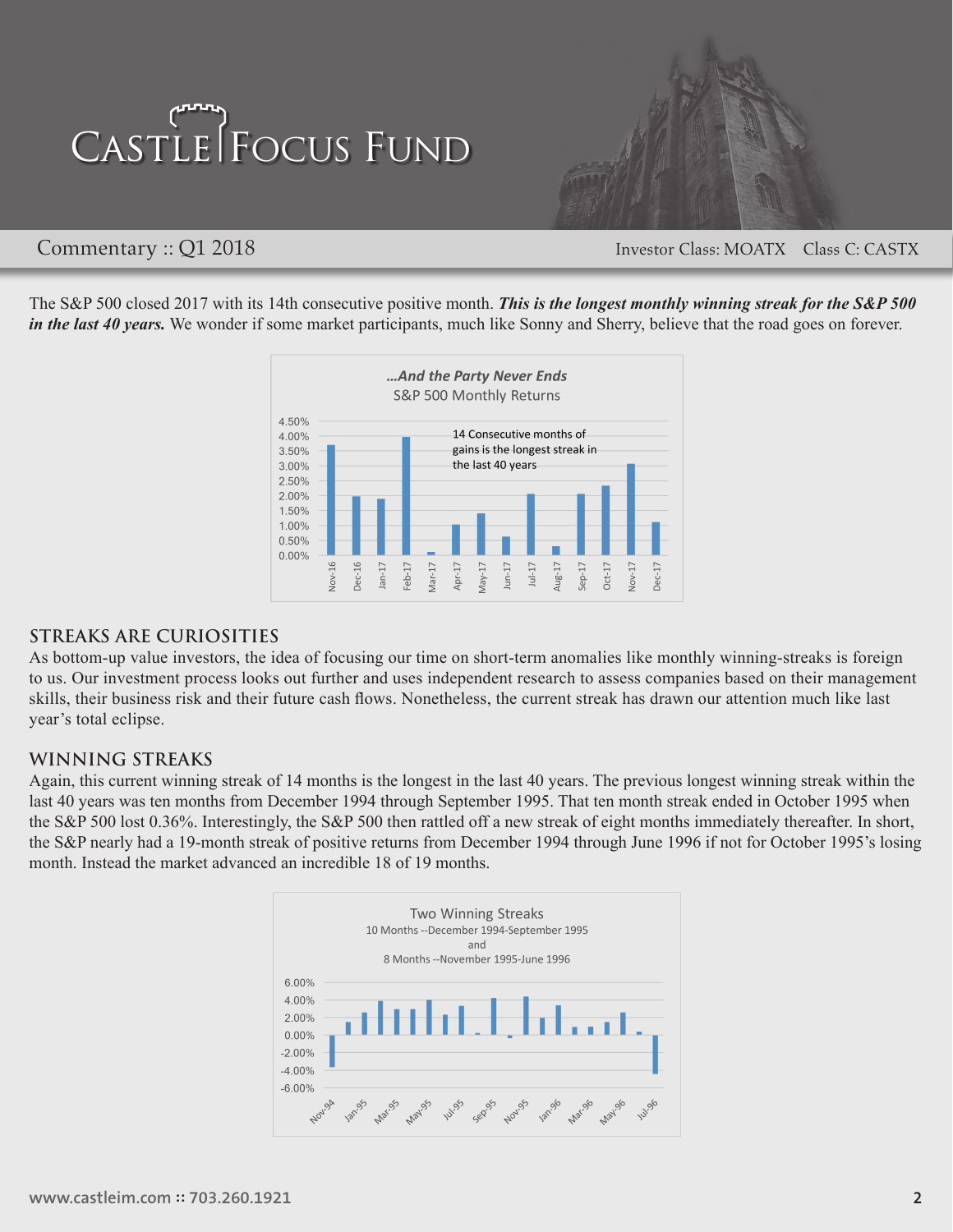# Castle Focus Fund

Commentary :: Q1 2018 — Investor Class: MOATX  Class C: CASTX

The S&P 500 closed 2017 with its 14th consecutive positive month. ***This is the longest monthly winning streak for the S&P 500 in the last 40 years.*** We wonder if some market participants, much like Sonny and Sherry, believe that the road goes on forever.

***…And the Party Never Ends***
S&P 500 Monthly Returns

14 Consecutive months of gains is the longest streak in the last 40 years

## STREAKS ARE CURIOSITIES

As bottom-up value investors, the idea of focusing our time on short-term anomalies like monthly winning-streaks is foreign to us. Our investment process looks out further and uses independent research to assess companies based on their management skills, their business risk and their future cash flows. Nonetheless, the current streak has drawn our attention much like last year's total eclipse.

## WINNING STREAKS

Again, this current winning streak of 14 months is the longest in the last 40 years. The previous longest winning streak within the last 40 years was ten months from December 1994 through September 1995. That ten month streak ended in October 1995 when the S&P 500 lost 0.36%. Interestingly, the S&P 500 then rattled off a new streak of eight months immediately thereafter. In short, the S&P nearly had a 19-month streak of positive returns from December 1994 through June 1996 if not for October 1995's losing month. Instead the market advanced an incredible 18 of 19 months.

Two Winning Streaks
10 Months --December 1994-September 1995
and
8 Months --November 1995-June 1996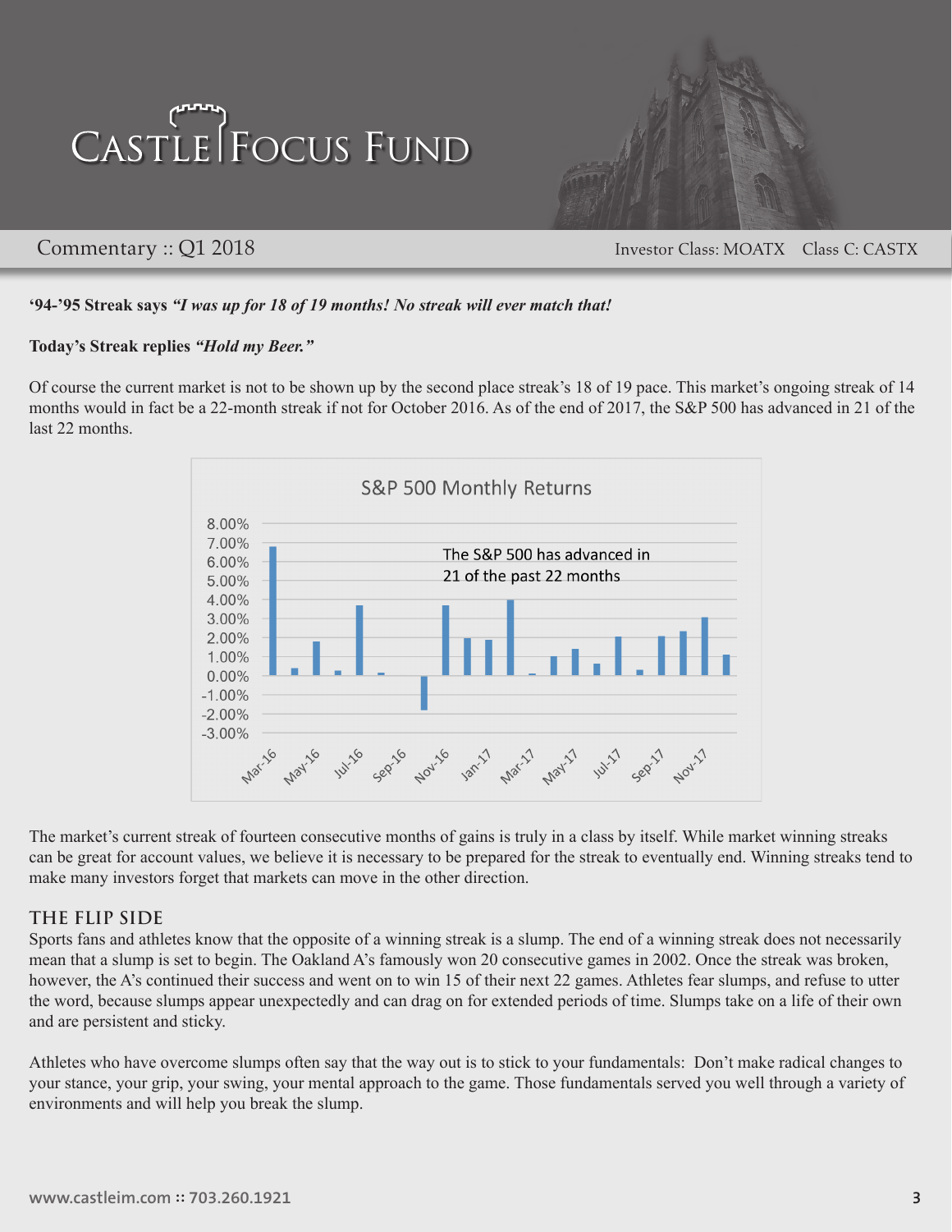# Castle Focus Fund

Commentary :: Q1 2018

Investor Class: MOATX Class C: CASTX

**'94-'95 Streak says** ***"I was up for 18 of 19 months! No streak will ever match that!***

**Today's Streak replies** ***"Hold my Beer."***

Of course the current market is not to be shown up by the second place streak's 18 of 19 pace. This market's ongoing streak of 14 months would in fact be a 22-month streak if not for October 2016. As of the end of 2017, the S&P 500 has advanced in 21 of the last 22 months.

S&P 500 Monthly Returns

The S&P 500 has advanced in 21 of the past 22 months

The market's current streak of fourteen consecutive months of gains is truly in a class by itself. While market winning streaks can be great for account values, we believe it is necessary to be prepared for the streak to eventually end. Winning streaks tend to make many investors forget that markets can move in the other direction.

## THE FLIP SIDE

Sports fans and athletes know that the opposite of a winning streak is a slump. The end of a winning streak does not necessarily mean that a slump is set to begin. The Oakland A's famously won 20 consecutive games in 2002. Once the streak was broken, however, the A's continued their success and went on to win 15 of their next 22 games. Athletes fear slumps, and refuse to utter the word, because slumps appear unexpectedly and can drag on for extended periods of time. Slumps take on a life of their own and are persistent and sticky.

Athletes who have overcome slumps often say that the way out is to stick to your fundamentals: Don't make radical changes to your stance, your grip, your swing, your mental approach to the game. Those fundamentals served you well through a variety of environments and will help you break the slump.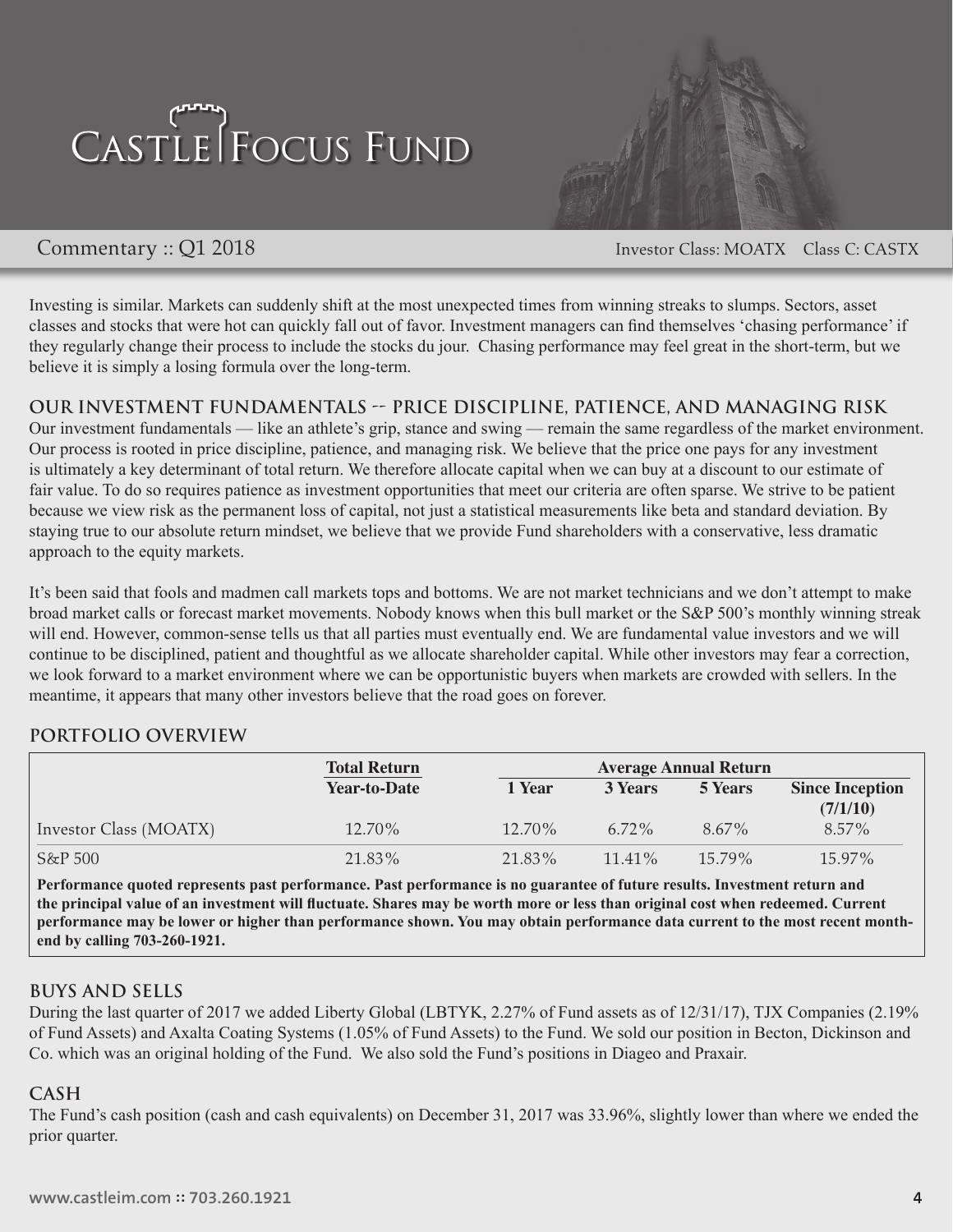Investing is similar. Markets can suddenly shift at the most unexpected times from winning streaks to slumps. Sectors, asset classes and stocks that were hot can quickly fall out of favor. Investment managers can find themselves 'chasing performance' if they regularly change their process to include the stocks du jour. Chasing performance may feel great in the short-term, but we believe it is simply a losing formula over the long-term.

## OUR INVESTMENT FUNDAMENTALS -- PRICE DISCIPLINE, PATIENCE, AND MANAGING RISK

Our investment fundamentals — like an athlete's grip, stance and swing — remain the same regardless of the market environment. Our process is rooted in price discipline, patience, and managing risk. We believe that the price one pays for any investment is ultimately a key determinant of total return. We therefore allocate capital when we can buy at a discount to our estimate of fair value. To do so requires patience as investment opportunities that meet our criteria are often sparse. We strive to be patient because we view risk as the permanent loss of capital, not just a statistical measurements like beta and standard deviation. By staying true to our absolute return mindset, we believe that we provide Fund shareholders with a conservative, less dramatic approach to the equity markets.

It's been said that fools and madmen call markets tops and bottoms. We are not market technicians and we don't attempt to make broad market calls or forecast market movements. Nobody knows when this bull market or the S&P 500's monthly winning streak will end. However, common-sense tells us that all parties must eventually end. We are fundamental value investors and we will continue to be disciplined, patient and thoughtful as we allocate shareholder capital. While other investors may fear a correction, we look forward to a market environment where we can be opportunistic buyers when markets are crowded with sellers. In the meantime, it appears that many other investors believe that the road goes on forever.

## PORTFOLIO OVERVIEW

| | Total Return | Average Annual Return | | | |
|---|---|---|---|---|---|
| | Year-to-Date | 1 Year | 3 Years | 5 Years | Since Inception (7/1/10) |
| Investor Class (MOATX) | 12.70% | 12.70% | 6.72% | 8.67% | 8.57% |
| S&P 500 | 21.83% | 21.83% | 11.41% | 15.79% | 15.97% |

**Performance quoted represents past performance. Past performance is no guarantee of future results. Investment return and the principal value of an investment will fluctuate. Shares may be worth more or less than original cost when redeemed. Current performance may be lower or higher than performance shown. You may obtain performance data current to the most recent month-end by calling 703-260-1921.**

## BUYS AND SELLS

During the last quarter of 2017 we added Liberty Global (LBTYK, 2.27% of Fund assets as of 12/31/17), TJX Companies (2.19% of Fund Assets) and Axalta Coating Systems (1.05% of Fund Assets) to the Fund. We sold our position in Becton, Dickinson and Co. which was an original holding of the Fund. We also sold the Fund's positions in Diageo and Praxair.

## CASH

The Fund's cash position (cash and cash equivalents) on December 31, 2017 was 33.96%, slightly lower than where we ended the prior quarter.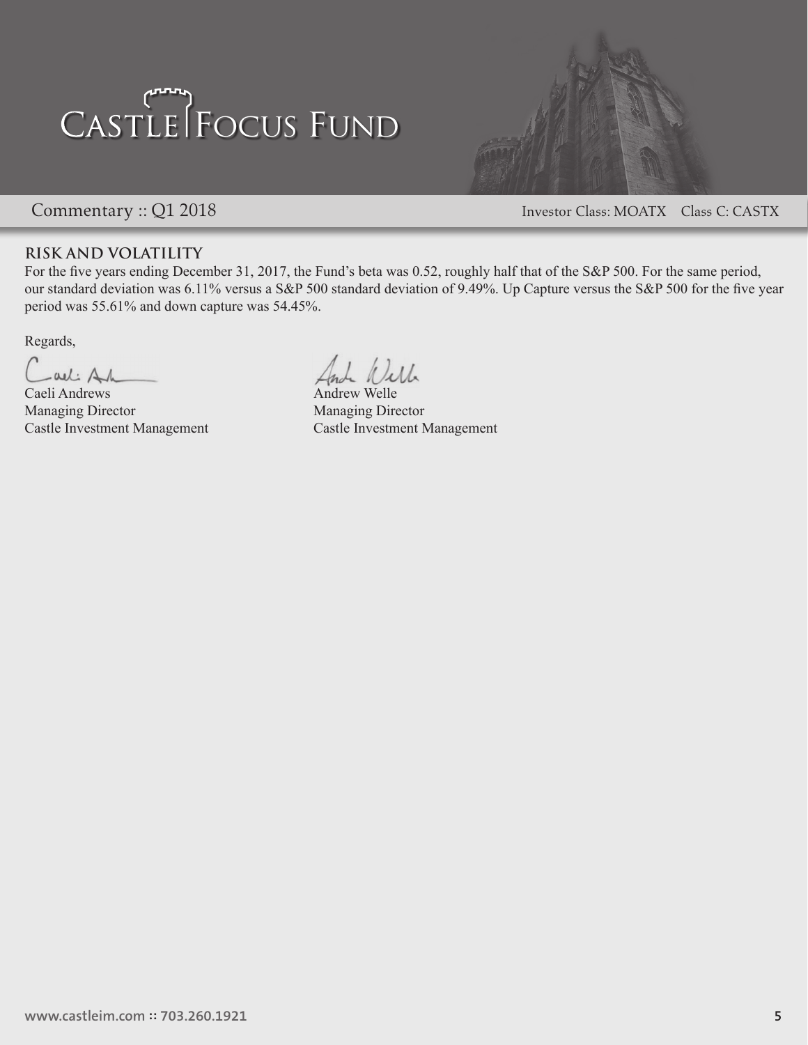## RISK AND VOLATILITY

For the five years ending December 31, 2017, the Fund's beta was 0.52, roughly half that of the S&P 500. For the same period, our standard deviation was 6.11% versus a S&P 500 standard deviation of 9.49%. Up Capture versus the S&P 500 for the five year period was 55.61% and down capture was 54.45%.

Regards,

Caeli Andrews
Managing Director
Castle Investment Management

Andrew Welle
Managing Director
Castle Investment Management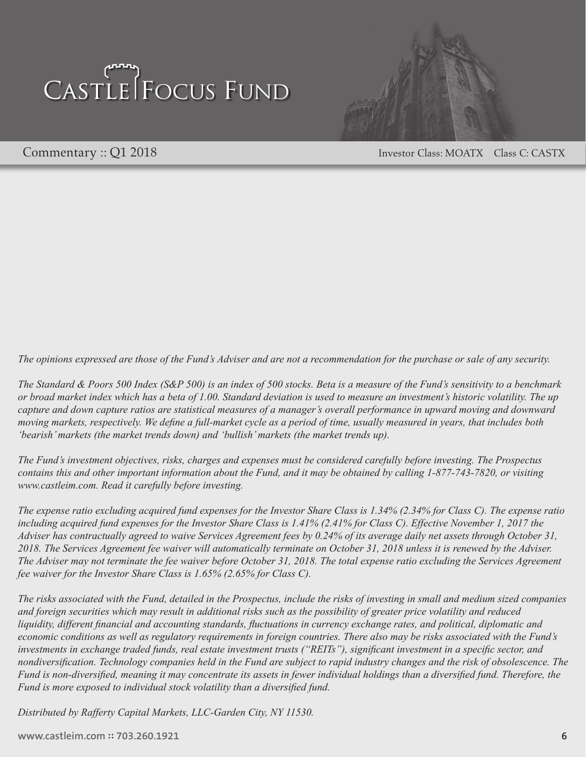*The opinions expressed are those of the Fund's Adviser and are not a recommendation for the purchase or sale of any security.*

*The Standard & Poors 500 Index (S&P 500) is an index of 500 stocks. Beta is a measure of the Fund's sensitivity to a benchmark or broad market index which has a beta of 1.00. Standard deviation is used to measure an investment's historic volatility. The up capture and down capture ratios are statistical measures of a manager's overall performance in upward moving and downward moving markets, respectively. We define a full-market cycle as a period of time, usually measured in years, that includes both 'bearish' markets (the market trends down) and 'bullish' markets (the market trends up).*

*The Fund's investment objectives, risks, charges and expenses must be considered carefully before investing. The Prospectus contains this and other important information about the Fund, and it may be obtained by calling 1-877-743-7820, or visiting www.castleim.com. Read it carefully before investing.*

*The expense ratio excluding acquired fund expenses for the Investor Share Class is 1.34% (2.34% for Class C). The expense ratio including acquired fund expenses for the Investor Share Class is 1.41% (2.41% for Class C). Effective November 1, 2017 the Adviser has contractually agreed to waive Services Agreement fees by 0.24% of its average daily net assets through October 31, 2018. The Services Agreement fee waiver will automatically terminate on October 31, 2018 unless it is renewed by the Adviser. The Adviser may not terminate the fee waiver before October 31, 2018. The total expense ratio excluding the Services Agreement fee waiver for the Investor Share Class is 1.65% (2.65% for Class C).*

*The risks associated with the Fund, detailed in the Prospectus, include the risks of investing in small and medium sized companies and foreign securities which may result in additional risks such as the possibility of greater price volatility and reduced liquidity, different financial and accounting standards, fluctuations in currency exchange rates, and political, diplomatic and economic conditions as well as regulatory requirements in foreign countries. There also may be risks associated with the Fund's investments in exchange traded funds, real estate investment trusts ("REITs"), significant investment in a specific sector, and nondiversification. Technology companies held in the Fund are subject to rapid industry changes and the risk of obsolescence. The Fund is non-diversified, meaning it may concentrate its assets in fewer individual holdings than a diversified fund. Therefore, the Fund is more exposed to individual stock volatility than a diversified fund.*

*Distributed by Rafferty Capital Markets, LLC-Garden City, NY 11530.*